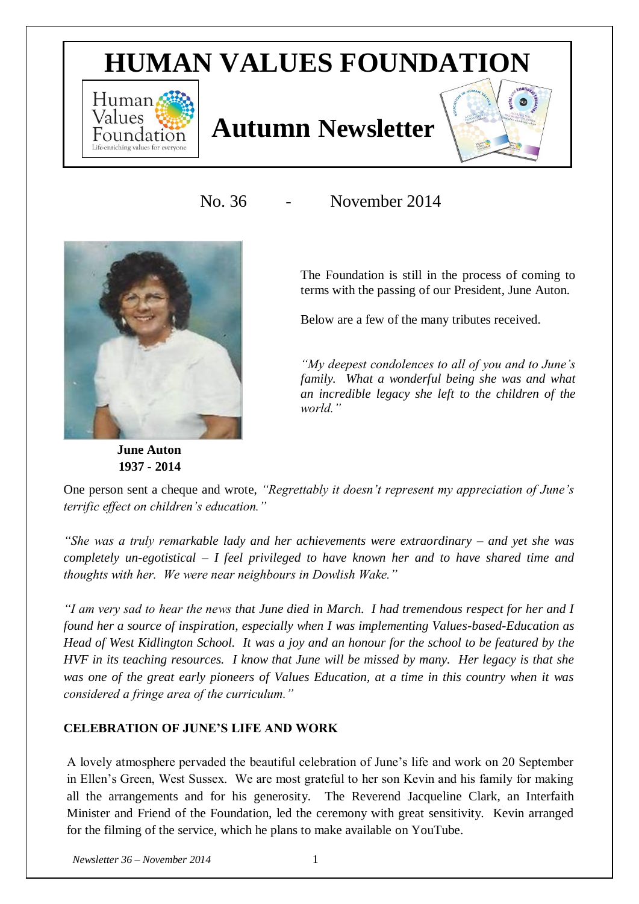# HUMAN VALUES FOUNDATION

## Autumn Newsletter

No. 36 - November 2014

**June Auton**
**1937 - 2014**

The Foundation is still in the process of coming to terms with the passing of our President, June Auton.

Below are a few of the many tributes received.

*"My deepest condolences to all of you and to June's family. What a wonderful being she was and what an incredible legacy she left to the children of the world."*

One person sent a cheque and wrote, *"Regrettably it doesn't represent my appreciation of June's terrific effect on children's education."*

*"She was a truly remarkable lady and her achievements were extraordinary – and yet she was completely un-egotistical – I feel privileged to have known her and to have shared time and thoughts with her. We were near neighbours in Dowlish Wake."*

*"I am very sad to hear the news that June died in March. I had tremendous respect for her and I found her a source of inspiration, especially when I was implementing Values-based-Education as Head of West Kidlington School. It was a joy and an honour for the school to be featured by the HVF in its teaching resources. I know that June will be missed by many. Her legacy is that she was one of the great early pioneers of Values Education, at a time in this country when it was considered a fringe area of the curriculum."*

### CELEBRATION OF JUNE'S LIFE AND WORK

A lovely atmosphere pervaded the beautiful celebration of June's life and work on 20 September in Ellen's Green, West Sussex. We are most grateful to her son Kevin and his family for making all the arrangements and for his generosity. The Reverend Jacqueline Clark, an Interfaith Minister and Friend of the Foundation, led the ceremony with great sensitivity. Kevin arranged for the filming of the service, which he plans to make available on YouTube.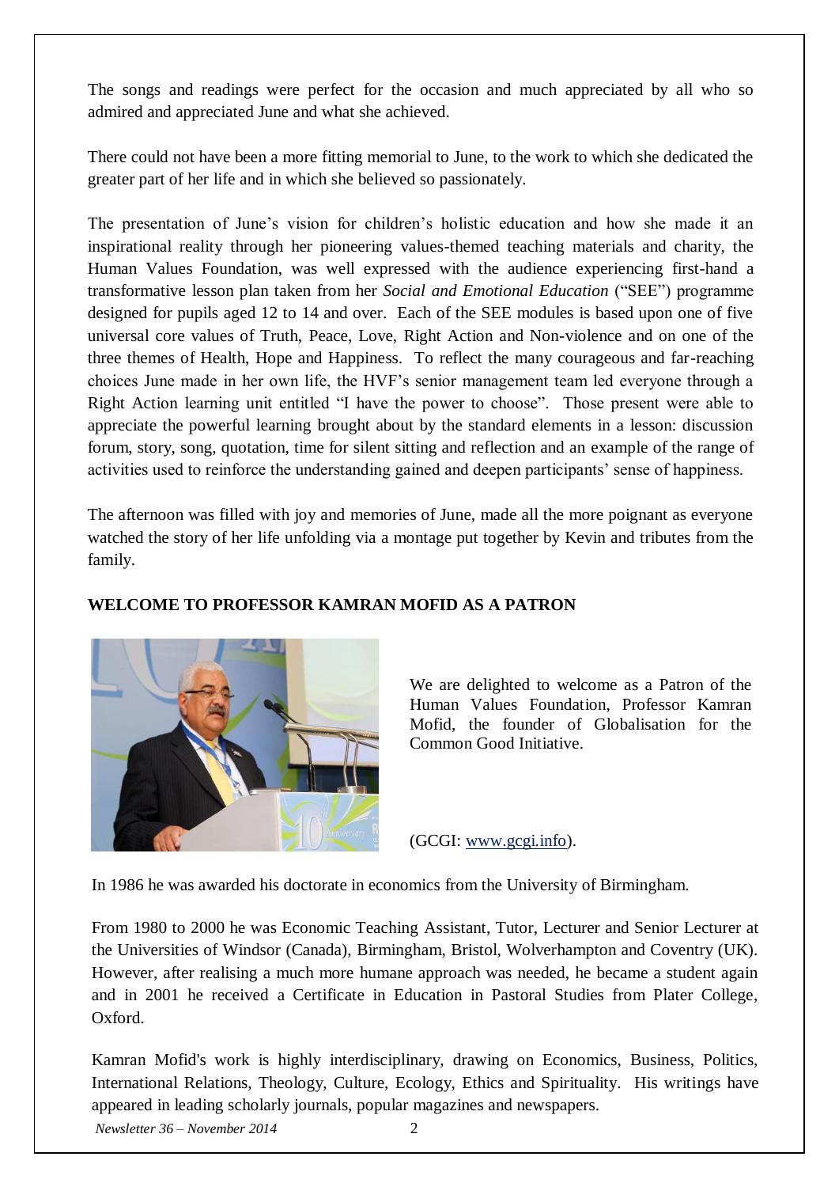The songs and readings were perfect for the occasion and much appreciated by all who so admired and appreciated June and what she achieved.

There could not have been a more fitting memorial to June, to the work to which she dedicated the greater part of her life and in which she believed so passionately.

The presentation of June's vision for children's holistic education and how she made it an inspirational reality through her pioneering values-themed teaching materials and charity, the Human Values Foundation, was well expressed with the audience experiencing first-hand a transformative lesson plan taken from her *Social and Emotional Education* ("SEE") programme designed for pupils aged 12 to 14 and over. Each of the SEE modules is based upon one of five universal core values of Truth, Peace, Love, Right Action and Non-violence and on one of the three themes of Health, Hope and Happiness. To reflect the many courageous and far-reaching choices June made in her own life, the HVF's senior management team led everyone through a Right Action learning unit entitled "I have the power to choose". Those present were able to appreciate the powerful learning brought about by the standard elements in a lesson: discussion forum, story, song, quotation, time for silent sitting and reflection and an example of the range of activities used to reinforce the understanding gained and deepen participants' sense of happiness.

The afternoon was filled with joy and memories of June, made all the more poignant as everyone watched the story of her life unfolding via a montage put together by Kevin and tributes from the family.

**WELCOME TO PROFESSOR KAMRAN MOFID AS A PATRON**

We are delighted to welcome as a Patron of the Human Values Foundation, Professor Kamran Mofid, the founder of Globalisation for the Common Good Initiative.

(GCGI: www.gcgi.info).

In 1986 he was awarded his doctorate in economics from the University of Birmingham.

From 1980 to 2000 he was Economic Teaching Assistant, Tutor, Lecturer and Senior Lecturer at the Universities of Windsor (Canada), Birmingham, Bristol, Wolverhampton and Coventry (UK). However, after realising a much more humane approach was needed, he became a student again and in 2001 he received a Certificate in Education in Pastoral Studies from Plater College, Oxford.

Kamran Mofid's work is highly interdisciplinary, drawing on Economics, Business, Politics, International Relations, Theology, Culture, Ecology, Ethics and Spirituality. His writings have appeared in leading scholarly journals, popular magazines and newspapers.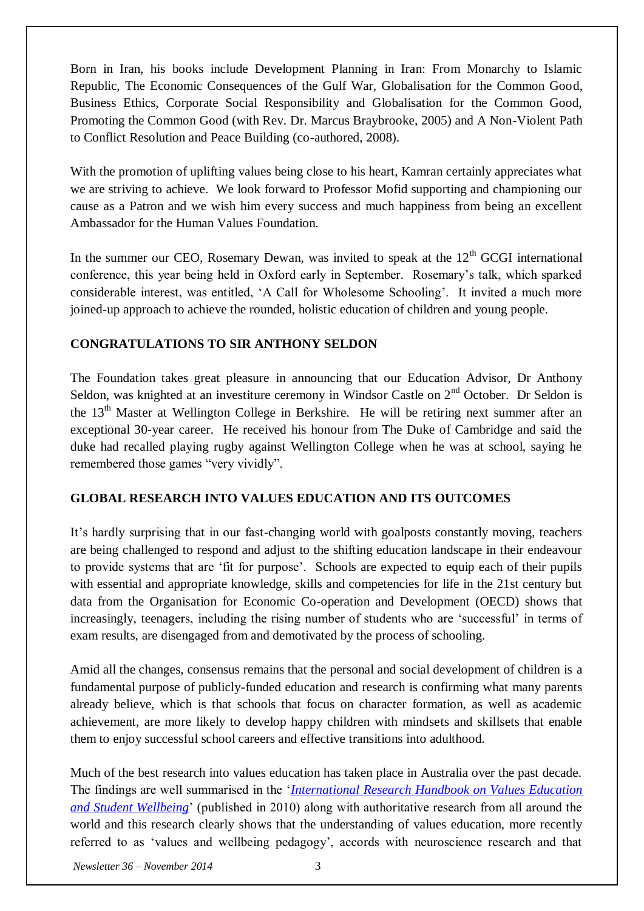Born in Iran, his books include Development Planning in Iran: From Monarchy to Islamic Republic, The Economic Consequences of the Gulf War, Globalisation for the Common Good, Business Ethics, Corporate Social Responsibility and Globalisation for the Common Good, Promoting the Common Good (with Rev. Dr. Marcus Braybrooke, 2005) and A Non-Violent Path to Conflict Resolution and Peace Building (co-authored, 2008).

With the promotion of uplifting values being close to his heart, Kamran certainly appreciates what we are striving to achieve. We look forward to Professor Mofid supporting and championing our cause as a Patron and we wish him every success and much happiness from being an excellent Ambassador for the Human Values Foundation.

In the summer our CEO, Rosemary Dewan, was invited to speak at the 12th GCGI international conference, this year being held in Oxford early in September. Rosemary's talk, which sparked considerable interest, was entitled, 'A Call for Wholesome Schooling'. It invited a much more joined-up approach to achieve the rounded, holistic education of children and young people.

**CONGRATULATIONS TO SIR ANTHONY SELDON**

The Foundation takes great pleasure in announcing that our Education Advisor, Dr Anthony Seldon, was knighted at an investiture ceremony in Windsor Castle on 2nd October. Dr Seldon is the 13th Master at Wellington College in Berkshire. He will be retiring next summer after an exceptional 30-year career. He received his honour from The Duke of Cambridge and said the duke had recalled playing rugby against Wellington College when he was at school, saying he remembered those games "very vividly".

**GLOBAL RESEARCH INTO VALUES EDUCATION AND ITS OUTCOMES**

It's hardly surprising that in our fast-changing world with goalposts constantly moving, teachers are being challenged to respond and adjust to the shifting education landscape in their endeavour to provide systems that are 'fit for purpose'. Schools are expected to equip each of their pupils with essential and appropriate knowledge, skills and competencies for life in the 21st century but data from the Organisation for Economic Co-operation and Development (OECD) shows that increasingly, teenagers, including the rising number of students who are 'successful' in terms of exam results, are disengaged from and demotivated by the process of schooling.

Amid all the changes, consensus remains that the personal and social development of children is a fundamental purpose of publicly-funded education and research is confirming what many parents already believe, which is that schools that focus on character formation, as well as academic achievement, are more likely to develop happy children with mindsets and skillsets that enable them to enjoy successful school careers and effective transitions into adulthood.

Much of the best research into values education has taken place in Australia over the past decade. The findings are well summarised in the '*International Research Handbook on Values Education and Student Wellbeing*' (published in 2010) along with authoritative research from all around the world and this research clearly shows that the understanding of values education, more recently referred to as 'values and wellbeing pedagogy', accords with neuroscience research and that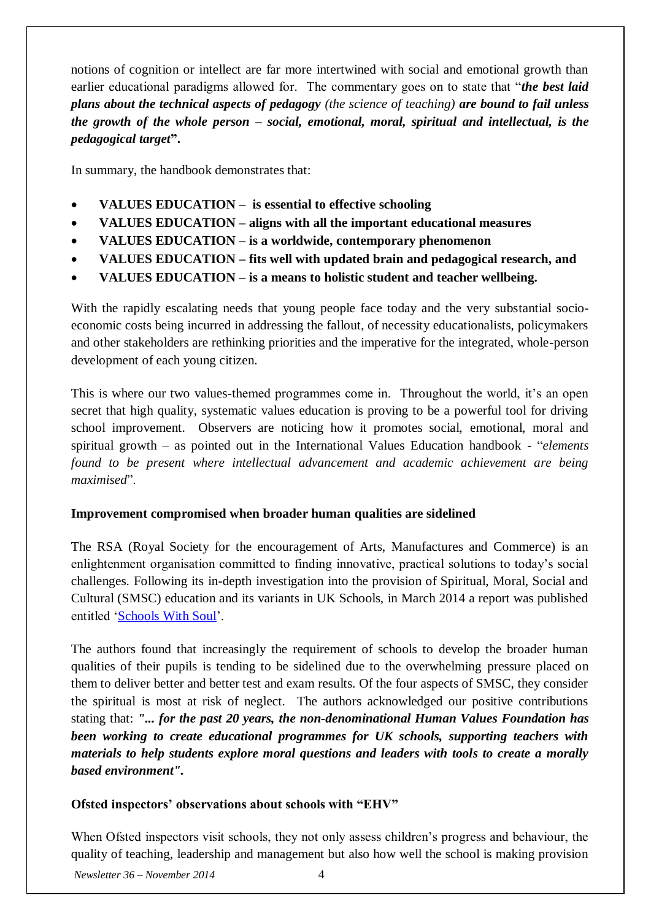notions of cognition or intellect are far more intertwined with social and emotional growth than earlier educational paradigms allowed for. The commentary goes on to state that "***the best laid plans about the technical aspects of pedagogy*** *(the science of teaching)* ***are bound to fail unless the growth of the whole person – social, emotional, moral, spiritual and intellectual, is the pedagogical target*"**.

In summary, the handbook demonstrates that:

- **VALUES EDUCATION – is essential to effective schooling**
- **VALUES EDUCATION – aligns with all the important educational measures**
- **VALUES EDUCATION – is a worldwide, contemporary phenomenon**
- **VALUES EDUCATION – fits well with updated brain and pedagogical research, and**
- **VALUES EDUCATION – is a means to holistic student and teacher wellbeing.**

With the rapidly escalating needs that young people face today and the very substantial socio-economic costs being incurred in addressing the fallout, of necessity educationalists, policymakers and other stakeholders are rethinking priorities and the imperative for the integrated, whole-person development of each young citizen.

This is where our two values-themed programmes come in. Throughout the world, it's an open secret that high quality, systematic values education is proving to be a powerful tool for driving school improvement. Observers are noticing how it promotes social, emotional, moral and spiritual growth – as pointed out in the International Values Education handbook - "*elements found to be present where intellectual advancement and academic achievement are being maximised*".

**Improvement compromised when broader human qualities are sidelined**

The RSA (Royal Society for the encouragement of Arts, Manufactures and Commerce) is an enlightenment organisation committed to finding innovative, practical solutions to today's social challenges. Following its in-depth investigation into the provision of Spiritual, Moral, Social and Cultural (SMSC) education and its variants in UK Schools, in March 2014 a report was published entitled 'Schools With Soul'.

The authors found that increasingly the requirement of schools to develop the broader human qualities of their pupils is tending to be sidelined due to the overwhelming pressure placed on them to deliver better and better test and exam results. Of the four aspects of SMSC, they consider the spiritual is most at risk of neglect. The authors acknowledged our positive contributions stating that: ***"... for the past 20 years, the non-denominational Human Values Foundation has been working to create educational programmes for UK schools, supporting teachers with materials to help students explore moral questions and leaders with tools to create a morally based environment".***

**Ofsted inspectors' observations about schools with "EHV"**

When Ofsted inspectors visit schools, they not only assess children's progress and behaviour, the quality of teaching, leadership and management but also how well the school is making provision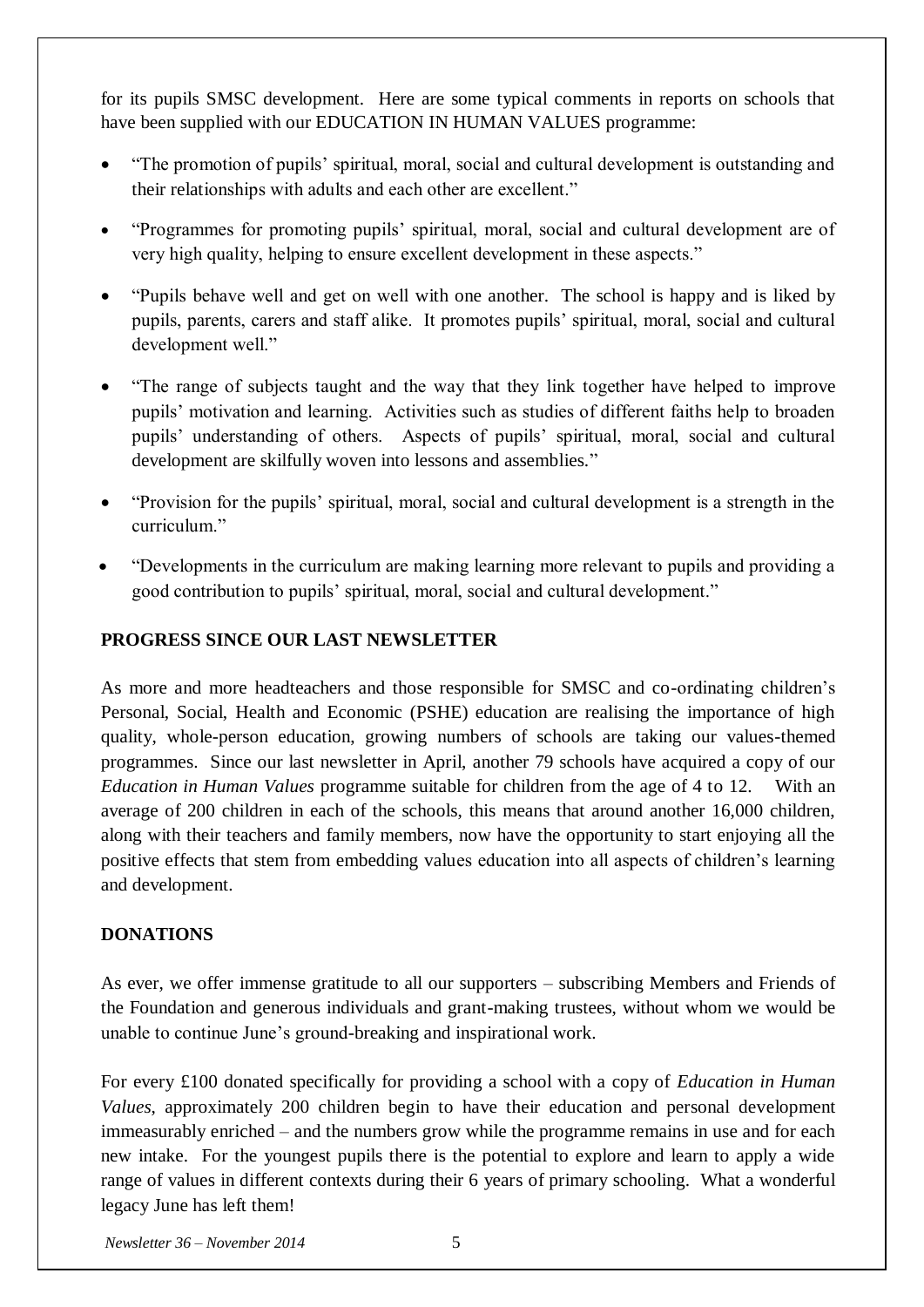for its pupils SMSC development. Here are some typical comments in reports on schools that have been supplied with our EDUCATION IN HUMAN VALUES programme:

- "The promotion of pupils' spiritual, moral, social and cultural development is outstanding and their relationships with adults and each other are excellent."
- "Programmes for promoting pupils' spiritual, moral, social and cultural development are of very high quality, helping to ensure excellent development in these aspects."
- "Pupils behave well and get on well with one another. The school is happy and is liked by pupils, parents, carers and staff alike. It promotes pupils' spiritual, moral, social and cultural development well."
- "The range of subjects taught and the way that they link together have helped to improve pupils' motivation and learning. Activities such as studies of different faiths help to broaden pupils' understanding of others. Aspects of pupils' spiritual, moral, social and cultural development are skilfully woven into lessons and assemblies."
- "Provision for the pupils' spiritual, moral, social and cultural development is a strength in the curriculum."
- "Developments in the curriculum are making learning more relevant to pupils and providing a good contribution to pupils' spiritual, moral, social and cultural development."

## PROGRESS SINCE OUR LAST NEWSLETTER

As more and more headteachers and those responsible for SMSC and co-ordinating children's Personal, Social, Health and Economic (PSHE) education are realising the importance of high quality, whole-person education, growing numbers of schools are taking our values-themed programmes. Since our last newsletter in April, another 79 schools have acquired a copy of our *Education in Human Values* programme suitable for children from the age of 4 to 12. With an average of 200 children in each of the schools, this means that around another 16,000 children, along with their teachers and family members, now have the opportunity to start enjoying all the positive effects that stem from embedding values education into all aspects of children's learning and development.

## DONATIONS

As ever, we offer immense gratitude to all our supporters – subscribing Members and Friends of the Foundation and generous individuals and grant-making trustees, without whom we would be unable to continue June's ground-breaking and inspirational work.

For every £100 donated specifically for providing a school with a copy of *Education in Human Values*, approximately 200 children begin to have their education and personal development immeasurably enriched – and the numbers grow while the programme remains in use and for each new intake. For the youngest pupils there is the potential to explore and learn to apply a wide range of values in different contexts during their 6 years of primary schooling. What a wonderful legacy June has left them!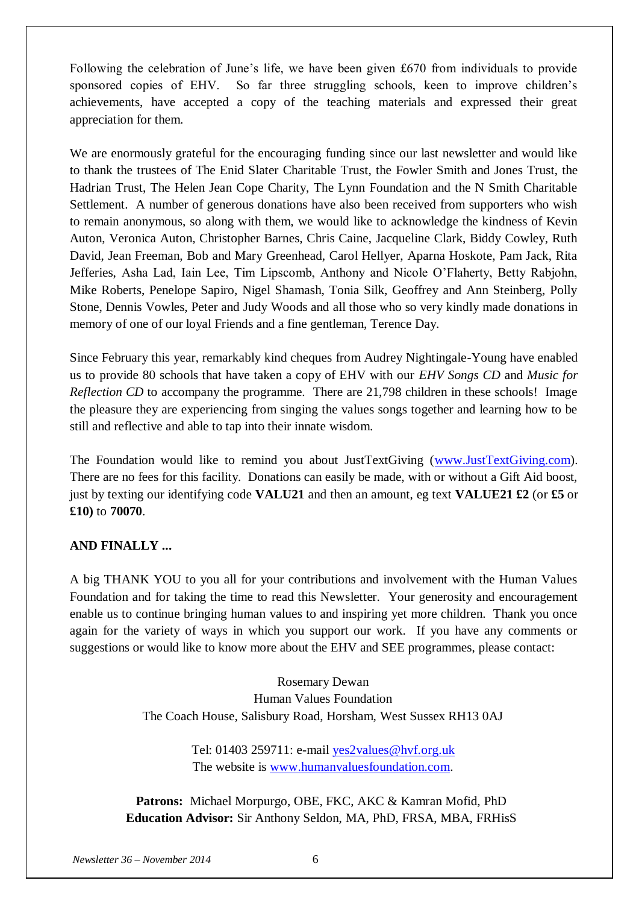Following the celebration of June's life, we have been given £670 from individuals to provide sponsored copies of EHV. So far three struggling schools, keen to improve children's achievements, have accepted a copy of the teaching materials and expressed their great appreciation for them.

We are enormously grateful for the encouraging funding since our last newsletter and would like to thank the trustees of The Enid Slater Charitable Trust, the Fowler Smith and Jones Trust, the Hadrian Trust, The Helen Jean Cope Charity, The Lynn Foundation and the N Smith Charitable Settlement. A number of generous donations have also been received from supporters who wish to remain anonymous, so along with them, we would like to acknowledge the kindness of Kevin Auton, Veronica Auton, Christopher Barnes, Chris Caine, Jacqueline Clark, Biddy Cowley, Ruth David, Jean Freeman, Bob and Mary Greenhead, Carol Hellyer, Aparna Hoskote, Pam Jack, Rita Jefferies, Asha Lad, Iain Lee, Tim Lipscomb, Anthony and Nicole O'Flaherty, Betty Rabjohn, Mike Roberts, Penelope Sapiro, Nigel Shamash, Tonia Silk, Geoffrey and Ann Steinberg, Polly Stone, Dennis Vowles, Peter and Judy Woods and all those who so very kindly made donations in memory of one of our loyal Friends and a fine gentleman, Terence Day.

Since February this year, remarkably kind cheques from Audrey Nightingale-Young have enabled us to provide 80 schools that have taken a copy of EHV with our *EHV Songs CD* and *Music for Reflection CD* to accompany the programme. There are 21,798 children in these schools! Image the pleasure they are experiencing from singing the values songs together and learning how to be still and reflective and able to tap into their innate wisdom.

The Foundation would like to remind you about JustTextGiving (www.JustTextGiving.com). There are no fees for this facility. Donations can easily be made, with or without a Gift Aid boost, just by texting our identifying code **VALU21** and then an amount, eg text **VALUE21 £2** (or **£5** or **£10)** to **70070**.

**AND FINALLY ...**

A big THANK YOU to you all for your contributions and involvement with the Human Values Foundation and for taking the time to read this Newsletter. Your generosity and encouragement enable us to continue bringing human values to and inspiring yet more children. Thank you once again for the variety of ways in which you support our work. If you have any comments or suggestions or would like to know more about the EHV and SEE programmes, please contact:

Rosemary Dewan
Human Values Foundation
The Coach House, Salisbury Road, Horsham, West Sussex RH13 0AJ

Tel: 01403 259711: e-mail yes2values@hvf.org.uk
The website is www.humanvaluesfoundation.com.

**Patrons:** Michael Morpurgo, OBE, FKC, AKC & Kamran Mofid, PhD
**Education Advisor:** Sir Anthony Seldon, MA, PhD, FRSA, MBA, FRHisS